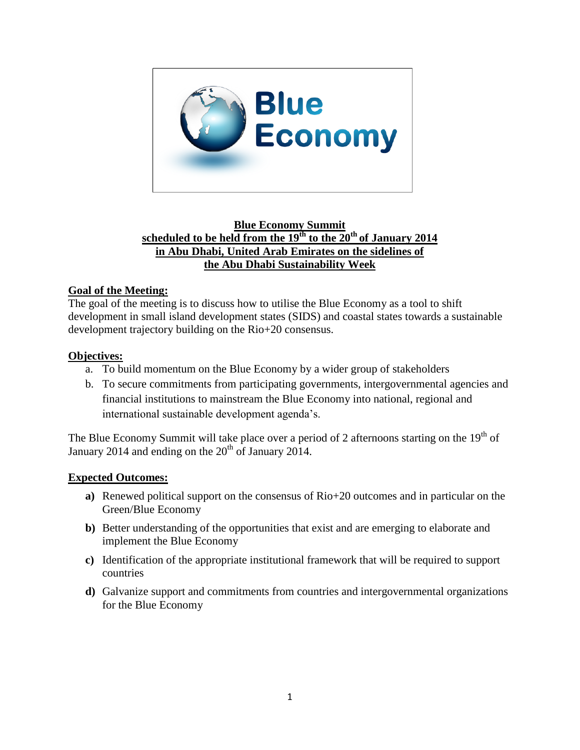**Blue Economy Summit**
**scheduled to be held from the 19th to the 20th of January 2014**
**in Abu Dhabi, United Arab Emirates on the sidelines of**
**the Abu Dhabi Sustainability Week**

**Goal of the Meeting:**

The goal of the meeting is to discuss how to utilise the Blue Economy as a tool to shift development in small island development states (SIDS) and coastal states towards a sustainable development trajectory building on the Rio+20 consensus.

**Objectives:**

a. To build momentum on the Blue Economy by a wider group of stakeholders
b. To secure commitments from participating governments, intergovernmental agencies and financial institutions to mainstream the Blue Economy into national, regional and international sustainable development agenda's.

The Blue Economy Summit will take place over a period of 2 afternoons starting on the 19th of January 2014 and ending on the 20th of January 2014.

**Expected Outcomes:**

**a)** Renewed political support on the consensus of Rio+20 outcomes and in particular on the Green/Blue Economy

**b)** Better understanding of the opportunities that exist and are emerging to elaborate and implement the Blue Economy

**c)** Identification of the appropriate institutional framework that will be required to support countries

**d)** Galvanize support and commitments from countries and intergovernmental organizations for the Blue Economy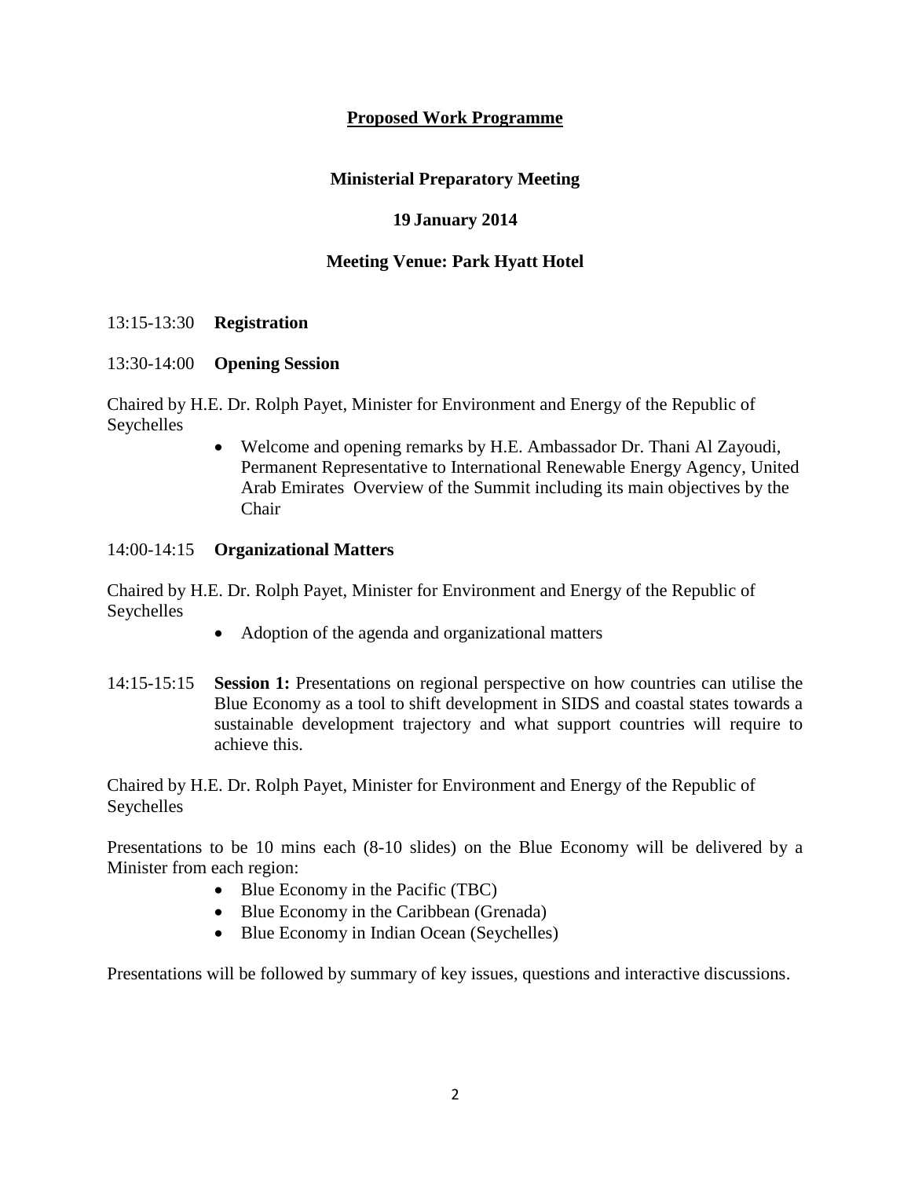## Proposed Work Programme

### Ministerial Preparatory Meeting

### 19 January 2014

### Meeting Venue: Park Hyatt Hotel

13:15-13:30 **Registration**

13:30-14:00 **Opening Session**

Chaired by H.E. Dr. Rolph Payet, Minister for Environment and Energy of the Republic of Seychelles

- Welcome and opening remarks by H.E. Ambassador Dr. Thani Al Zayoudi, Permanent Representative to International Renewable Energy Agency, United Arab Emirates Overview of the Summit including its main objectives by the Chair

14:00-14:15 **Organizational Matters**

Chaired by H.E. Dr. Rolph Payet, Minister for Environment and Energy of the Republic of Seychelles

- Adoption of the agenda and organizational matters

14:15-15:15 **Session 1:** Presentations on regional perspective on how countries can utilise the Blue Economy as a tool to shift development in SIDS and coastal states towards a sustainable development trajectory and what support countries will require to achieve this.

Chaired by H.E. Dr. Rolph Payet, Minister for Environment and Energy of the Republic of Seychelles

Presentations to be 10 mins each (8-10 slides) on the Blue Economy will be delivered by a Minister from each region:

- Blue Economy in the Pacific (TBC)
- Blue Economy in the Caribbean (Grenada)
- Blue Economy in Indian Ocean (Seychelles)

Presentations will be followed by summary of key issues, questions and interactive discussions.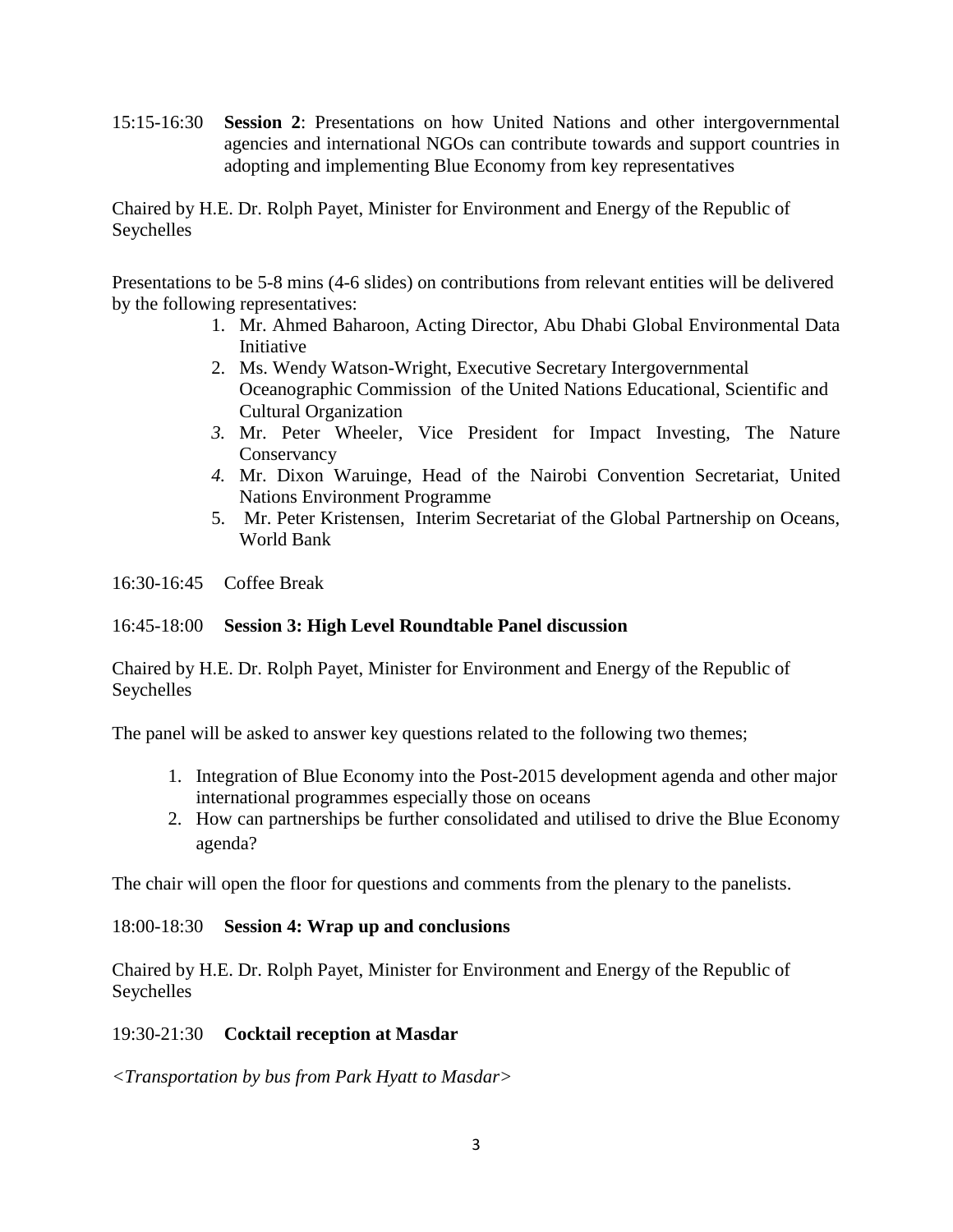15:15-16:30 **Session 2**: Presentations on how United Nations and other intergovernmental agencies and international NGOs can contribute towards and support countries in adopting and implementing Blue Economy from key representatives

Chaired by H.E. Dr. Rolph Payet, Minister for Environment and Energy of the Republic of Seychelles

Presentations to be 5-8 mins (4-6 slides) on contributions from relevant entities will be delivered by the following representatives:

1. Mr. Ahmed Baharoon, Acting Director, Abu Dhabi Global Environmental Data Initiative
2. Ms. Wendy Watson-Wright, Executive Secretary Intergovernmental Oceanographic Commission of the United Nations Educational, Scientific and Cultural Organization
3. Mr. Peter Wheeler, Vice President for Impact Investing, The Nature Conservancy
4. Mr. Dixon Waruinge, Head of the Nairobi Convention Secretariat, United Nations Environment Programme
5. Mr. Peter Kristensen, Interim Secretariat of the Global Partnership on Oceans, World Bank

16:30-16:45 Coffee Break

16:45-18:00 **Session 3: High Level Roundtable Panel discussion**

Chaired by H.E. Dr. Rolph Payet, Minister for Environment and Energy of the Republic of Seychelles

The panel will be asked to answer key questions related to the following two themes;

1. Integration of Blue Economy into the Post-2015 development agenda and other major international programmes especially those on oceans
2. How can partnerships be further consolidated and utilised to drive the Blue Economy agenda?

The chair will open the floor for questions and comments from the plenary to the panelists.

18:00-18:30 **Session 4: Wrap up and conclusions**

Chaired by H.E. Dr. Rolph Payet, Minister for Environment and Energy of the Republic of Seychelles

19:30-21:30 **Cocktail reception at Masdar**

*<Transportation by bus from Park Hyatt to Masdar>*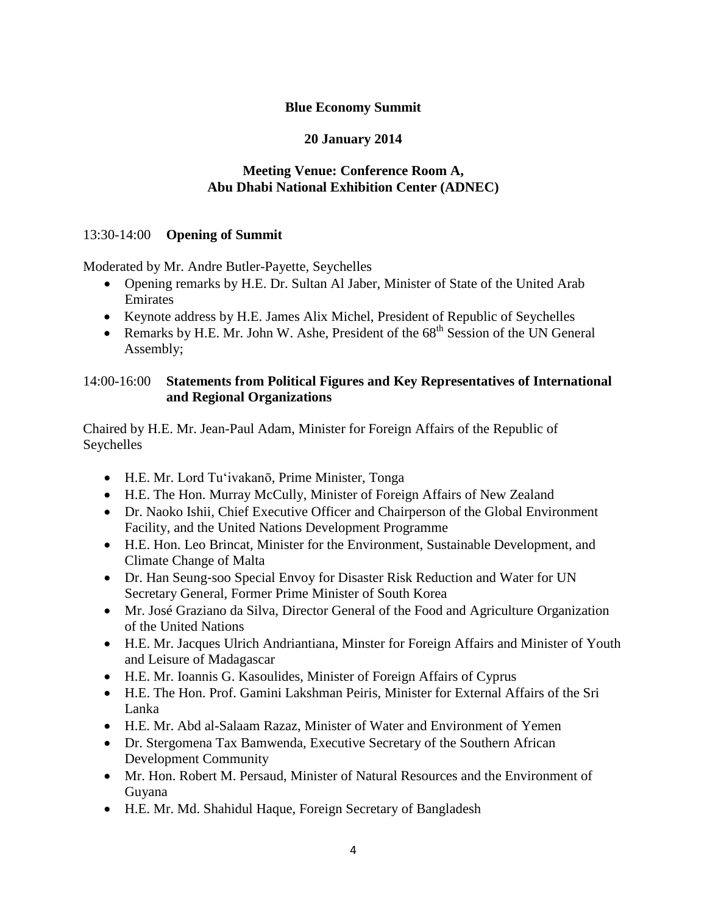**Blue Economy Summit**

**20 January 2014**

**Meeting Venue: Conference Room A,**
**Abu Dhabi National Exhibition Center (ADNEC)**

13:30-14:00 **Opening of Summit**

Moderated by Mr. Andre Butler-Payette, Seychelles

- Opening remarks by H.E. Dr. Sultan Al Jaber, Minister of State of the United Arab Emirates
- Keynote address by H.E. James Alix Michel, President of Republic of Seychelles
- Remarks by H.E. Mr. John W. Ashe, President of the 68th Session of the UN General Assembly;

14:00-16:00 **Statements from Political Figures and Key Representatives of International and Regional Organizations**

Chaired by H.E. Mr. Jean-Paul Adam, Minister for Foreign Affairs of the Republic of Seychelles

- H.E. Mr. Lord Tu'ivakanō, Prime Minister, Tonga
- H.E. The Hon. Murray McCully, Minister of Foreign Affairs of New Zealand
- Dr. Naoko Ishii, Chief Executive Officer and Chairperson of the Global Environment Facility, and the United Nations Development Programme
- H.E. Hon. Leo Brincat, Minister for the Environment, Sustainable Development, and Climate Change of Malta
- Dr. Han Seung-soo Special Envoy for Disaster Risk Reduction and Water for UN Secretary General, Former Prime Minister of South Korea
- Mr. José Graziano da Silva, Director General of the Food and Agriculture Organization of the United Nations
- H.E. Mr. Jacques Ulrich Andriantiana, Minster for Foreign Affairs and Minister of Youth and Leisure of Madagascar
- H.E. Mr. Ioannis G. Kasoulides, Minister of Foreign Affairs of Cyprus
- H.E. The Hon. Prof. Gamini Lakshman Peiris, Minister for External Affairs of the Sri Lanka
- H.E. Mr. Abd al-Salaam Razaz, Minister of Water and Environment of Yemen
- Dr. Stergomena Tax Bamwenda, Executive Secretary of the Southern African Development Community
- Mr. Hon. Robert M. Persaud, Minister of Natural Resources and the Environment of Guyana
- H.E. Mr. Md. Shahidul Haque, Foreign Secretary of Bangladesh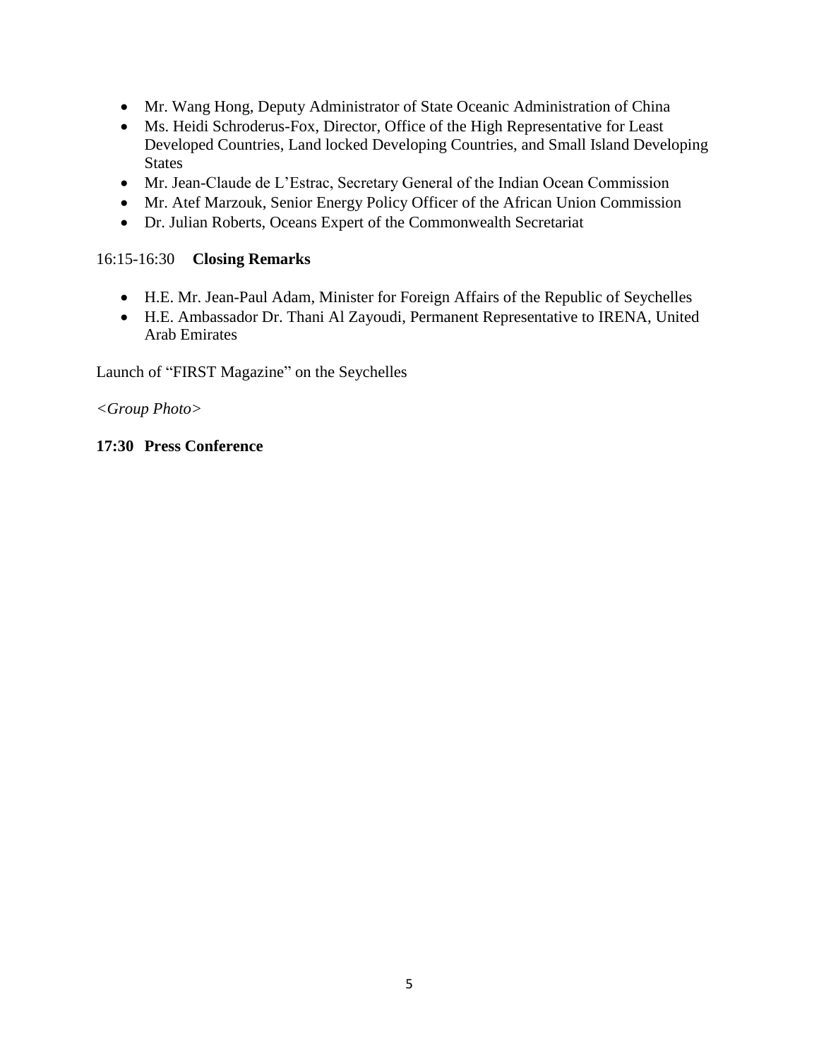- Mr. Wang Hong, Deputy Administrator of State Oceanic Administration of China
- Ms. Heidi Schroderus-Fox, Director, Office of the High Representative for Least Developed Countries, Land locked Developing Countries, and Small Island Developing States
- Mr. Jean-Claude de L'Estrac, Secretary General of the Indian Ocean Commission
- Mr. Atef Marzouk, Senior Energy Policy Officer of the African Union Commission
- Dr. Julian Roberts, Oceans Expert of the Commonwealth Secretariat

16:15-16:30 **Closing Remarks**

- H.E. Mr. Jean-Paul Adam, Minister for Foreign Affairs of the Republic of Seychelles
- H.E. Ambassador Dr. Thani Al Zayoudi, Permanent Representative to IRENA, United Arab Emirates

Launch of "FIRST Magazine" on the Seychelles

*<Group Photo>*

**17:30 Press Conference**